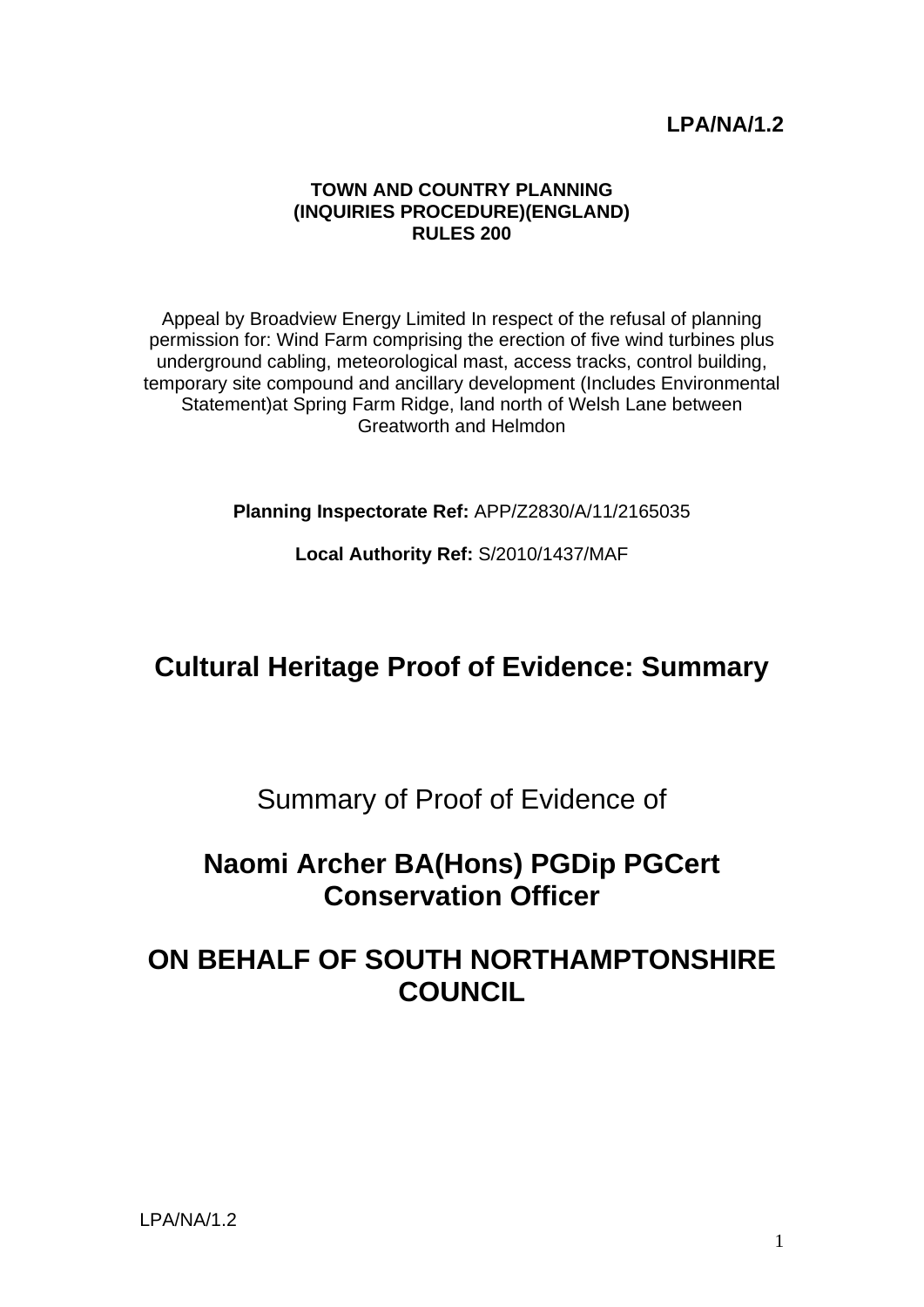**LPA/NA/1.2**

**TOWN AND COUNTRY PLANNING
(INQUIRIES PROCEDURE)(ENGLAND)
RULES 200**

Appeal by Broadview Energy Limited In respect of the refusal of planning permission for: Wind Farm comprising the erection of five wind turbines plus underground cabling, meteorological mast, access tracks, control building, temporary site compound and ancillary development (Includes Environmental Statement)at Spring Farm Ridge, land north of Welsh Lane between Greatworth and Helmdon

**Planning Inspectorate Ref:** APP/Z2830/A/11/2165035

**Local Authority Ref:** S/2010/1437/MAF

# Cultural Heritage Proof of Evidence: Summary

Summary of Proof of Evidence of

## Naomi Archer BA(Hons) PGDip PGCert Conservation Officer

## ON BEHALF OF SOUTH NORTHAMPTONSHIRE COUNCIL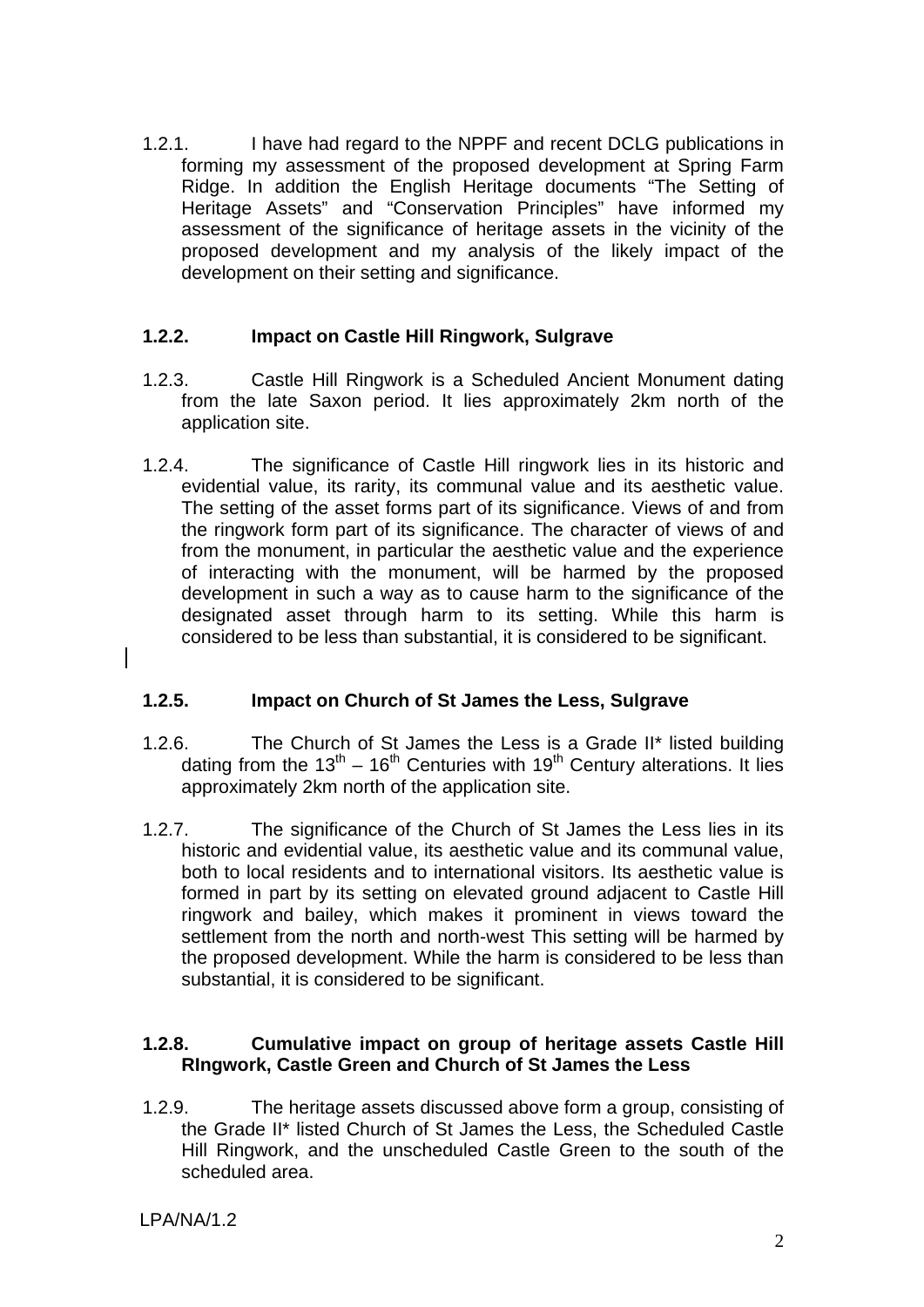1.2.1. I have had regard to the NPPF and recent DCLG publications in forming my assessment of the proposed development at Spring Farm Ridge. In addition the English Heritage documents "The Setting of Heritage Assets" and "Conservation Principles" have informed my assessment of the significance of heritage assets in the vicinity of the proposed development and my analysis of the likely impact of the development on their setting and significance.

### 1.2.2. Impact on Castle Hill Ringwork, Sulgrave

1.2.3. Castle Hill Ringwork is a Scheduled Ancient Monument dating from the late Saxon period. It lies approximately 2km north of the application site.

1.2.4. The significance of Castle Hill ringwork lies in its historic and evidential value, its rarity, its communal value and its aesthetic value. The setting of the asset forms part of its significance. Views of and from the ringwork form part of its significance. The character of views of and from the monument, in particular the aesthetic value and the experience of interacting with the monument, will be harmed by the proposed development in such a way as to cause harm to the significance of the designated asset through harm to its setting. While this harm is considered to be less than substantial, it is considered to be significant.

### 1.2.5. Impact on Church of St James the Less, Sulgrave

1.2.6. The Church of St James the Less is a Grade II* listed building dating from the 13th – 16th Centuries with 19th Century alterations. It lies approximately 2km north of the application site.

1.2.7. The significance of the Church of St James the Less lies in its historic and evidential value, its aesthetic value and its communal value, both to local residents and to international visitors. Its aesthetic value is formed in part by its setting on elevated ground adjacent to Castle Hill ringwork and bailey, which makes it prominent in views toward the settlement from the north and north-west This setting will be harmed by the proposed development. While the harm is considered to be less than substantial, it is considered to be significant.

### 1.2.8. Cumulative impact on group of heritage assets Castle Hill RIngwork, Castle Green and Church of St James the Less

1.2.9. The heritage assets discussed above form a group, consisting of the Grade II* listed Church of St James the Less, the Scheduled Castle Hill Ringwork, and the unscheduled Castle Green to the south of the scheduled area.

LPA/NA/1.2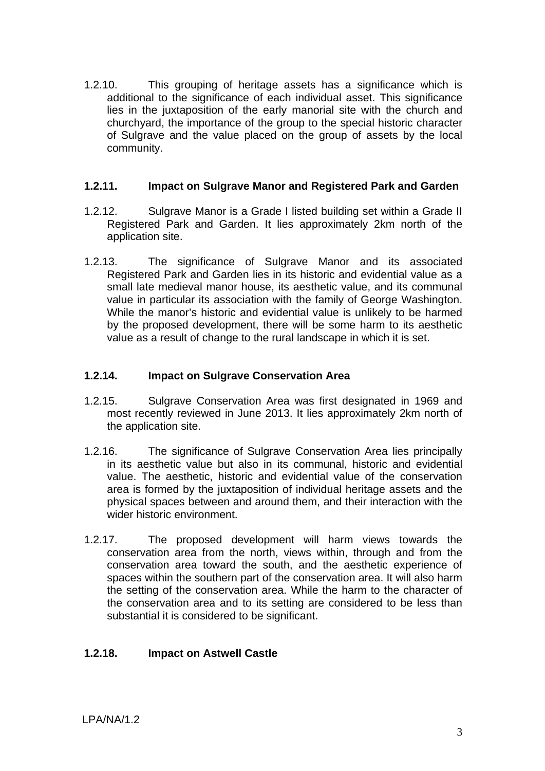1.2.10. This grouping of heritage assets has a significance which is additional to the significance of each individual asset. This significance lies in the juxtaposition of the early manorial site with the church and churchyard, the importance of the group to the special historic character of Sulgrave and the value placed on the group of assets by the local community.

**1.2.11. Impact on Sulgrave Manor and Registered Park and Garden**

1.2.12. Sulgrave Manor is a Grade I listed building set within a Grade II Registered Park and Garden. It lies approximately 2km north of the application site.

1.2.13. The significance of Sulgrave Manor and its associated Registered Park and Garden lies in its historic and evidential value as a small late medieval manor house, its aesthetic value, and its communal value in particular its association with the family of George Washington. While the manor's historic and evidential value is unlikely to be harmed by the proposed development, there will be some harm to its aesthetic value as a result of change to the rural landscape in which it is set.

**1.2.14. Impact on Sulgrave Conservation Area**

1.2.15. Sulgrave Conservation Area was first designated in 1969 and most recently reviewed in June 2013. It lies approximately 2km north of the application site.

1.2.16. The significance of Sulgrave Conservation Area lies principally in its aesthetic value but also in its communal, historic and evidential value. The aesthetic, historic and evidential value of the conservation area is formed by the juxtaposition of individual heritage assets and the physical spaces between and around them, and their interaction with the wider historic environment.

1.2.17. The proposed development will harm views towards the conservation area from the north, views within, through and from the conservation area toward the south, and the aesthetic experience of spaces within the southern part of the conservation area. It will also harm the setting of the conservation area. While the harm to the character of the conservation area and to its setting are considered to be less than substantial it is considered to be significant.

**1.2.18. Impact on Astwell Castle**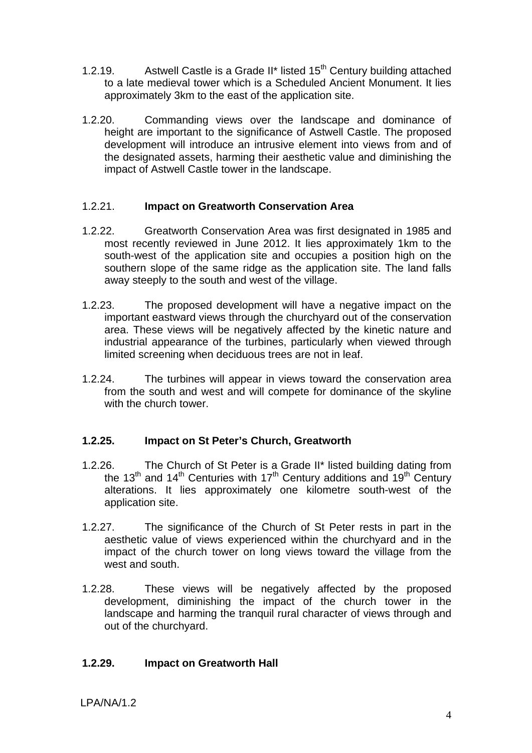1.2.19. Astwell Castle is a Grade II* listed 15th Century building attached to a late medieval tower which is a Scheduled Ancient Monument. It lies approximately 3km to the east of the application site.

1.2.20. Commanding views over the landscape and dominance of height are important to the significance of Astwell Castle. The proposed development will introduce an intrusive element into views from and of the designated assets, harming their aesthetic value and diminishing the impact of Astwell Castle tower in the landscape.

1.2.21. **Impact on Greatworth Conservation Area**

1.2.22. Greatworth Conservation Area was first designated in 1985 and most recently reviewed in June 2012. It lies approximately 1km to the south-west of the application site and occupies a position high on the southern slope of the same ridge as the application site. The land falls away steeply to the south and west of the village.

1.2.23. The proposed development will have a negative impact on the important eastward views through the churchyard out of the conservation area. These views will be negatively affected by the kinetic nature and industrial appearance of the turbines, particularly when viewed through limited screening when deciduous trees are not in leaf.

1.2.24. The turbines will appear in views toward the conservation area from the south and west and will compete for dominance of the skyline with the church tower.

**1.2.25. Impact on St Peter's Church, Greatworth**

1.2.26. The Church of St Peter is a Grade II* listed building dating from the 13th and 14th Centuries with 17th Century additions and 19th Century alterations. It lies approximately one kilometre south-west of the application site.

1.2.27. The significance of the Church of St Peter rests in part in the aesthetic value of views experienced within the churchyard and in the impact of the church tower on long views toward the village from the west and south.

1.2.28. These views will be negatively affected by the proposed development, diminishing the impact of the church tower in the landscape and harming the tranquil rural character of views through and out of the churchyard.

**1.2.29. Impact on Greatworth Hall**

LPA/NA/1.2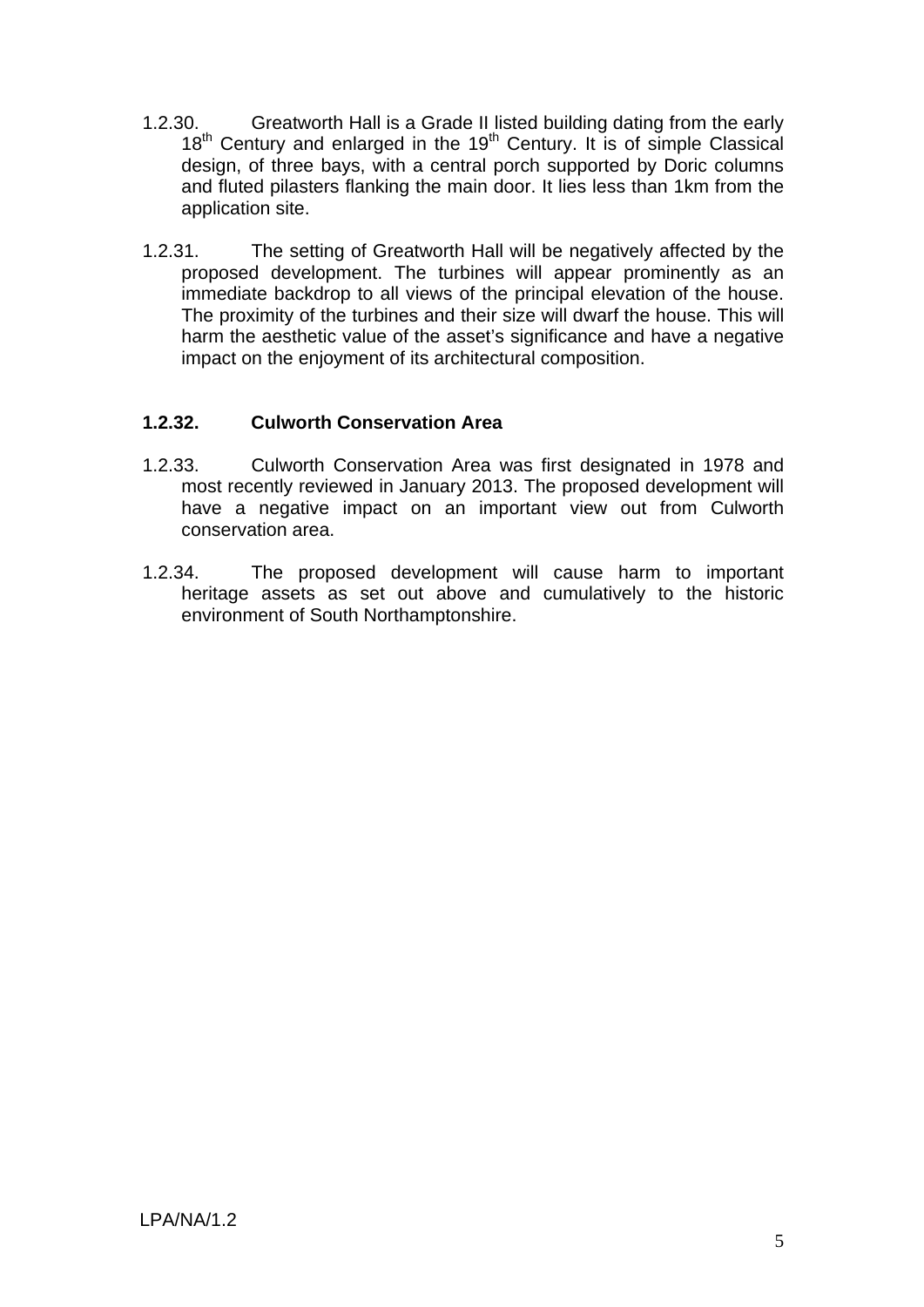1.2.30. Greatworth Hall is a Grade II listed building dating from the early 18th Century and enlarged in the 19th Century. It is of simple Classical design, of three bays, with a central porch supported by Doric columns and fluted pilasters flanking the main door. It lies less than 1km from the application site.

1.2.31. The setting of Greatworth Hall will be negatively affected by the proposed development. The turbines will appear prominently as an immediate backdrop to all views of the principal elevation of the house. The proximity of the turbines and their size will dwarf the house. This will harm the aesthetic value of the asset's significance and have a negative impact on the enjoyment of its architectural composition.

**1.2.32. Culworth Conservation Area**

1.2.33. Culworth Conservation Area was first designated in 1978 and most recently reviewed in January 2013. The proposed development will have a negative impact on an important view out from Culworth conservation area.

1.2.34. The proposed development will cause harm to important heritage assets as set out above and cumulatively to the historic environment of South Northamptonshire.